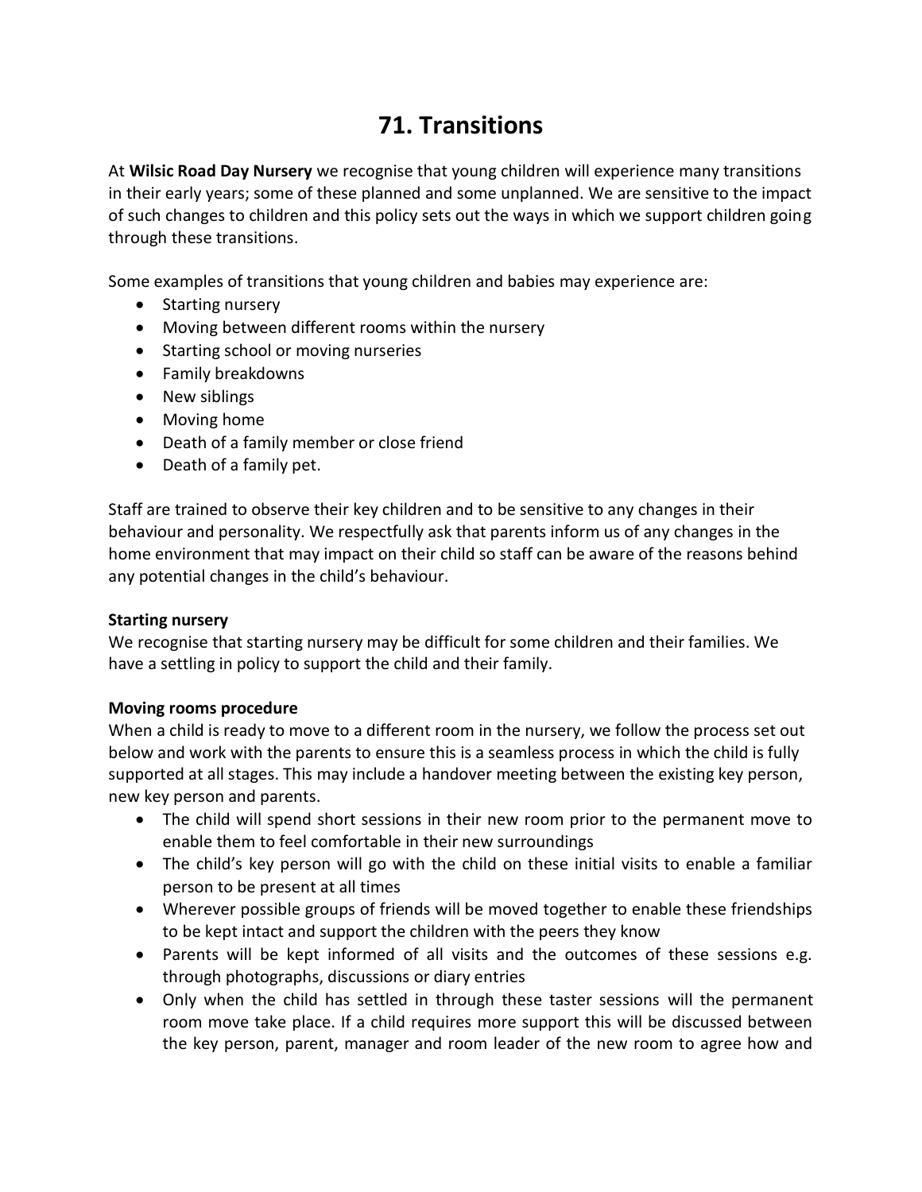# 71. Transitions

At **Wilsic Road Day Nursery** we recognise that young children will experience many transitions in their early years; some of these planned and some unplanned. We are sensitive to the impact of such changes to children and this policy sets out the ways in which we support children going through these transitions.

Some examples of transitions that young children and babies may experience are:

- Starting nursery
- Moving between different rooms within the nursery
- Starting school or moving nurseries
- Family breakdowns
- New siblings
- Moving home
- Death of a family member or close friend
- Death of a family pet.

Staff are trained to observe their key children and to be sensitive to any changes in their behaviour and personality. We respectfully ask that parents inform us of any changes in the home environment that may impact on their child so staff can be aware of the reasons behind any potential changes in the child's behaviour.

**Starting nursery**
We recognise that starting nursery may be difficult for some children and their families. We have a settling in policy to support the child and their family.

**Moving rooms procedure**
When a child is ready to move to a different room in the nursery, we follow the process set out below and work with the parents to ensure this is a seamless process in which the child is fully supported at all stages. This may include a handover meeting between the existing key person, new key person and parents.

- The child will spend short sessions in their new room prior to the permanent move to enable them to feel comfortable in their new surroundings
- The child's key person will go with the child on these initial visits to enable a familiar person to be present at all times
- Wherever possible groups of friends will be moved together to enable these friendships to be kept intact and support the children with the peers they know
- Parents will be kept informed of all visits and the outcomes of these sessions e.g. through photographs, discussions or diary entries
- Only when the child has settled in through these taster sessions will the permanent room move take place. If a child requires more support this will be discussed between the key person, parent, manager and room leader of the new room to agree how and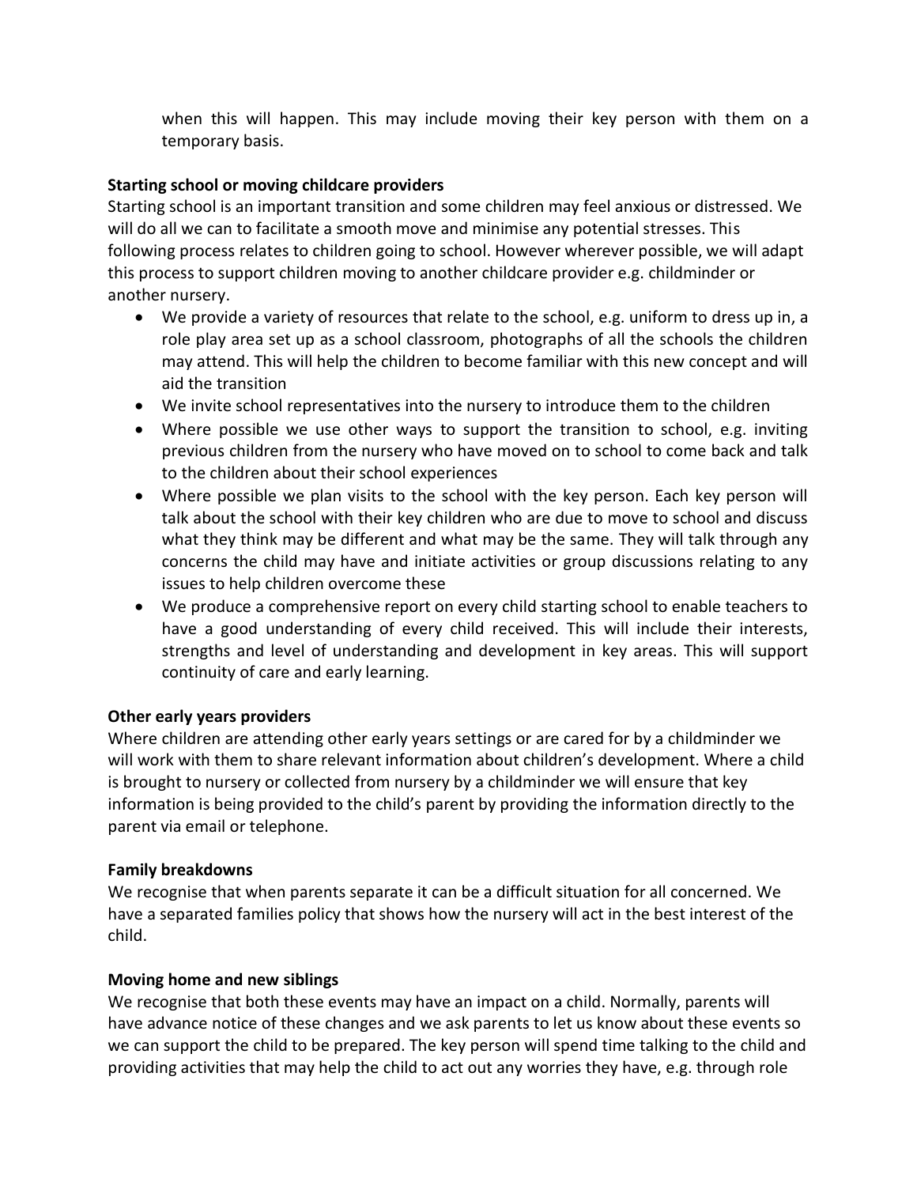when this will happen. This may include moving their key person with them on a temporary basis.

**Starting school or moving childcare providers**

Starting school is an important transition and some children may feel anxious or distressed. We will do all we can to facilitate a smooth move and minimise any potential stresses. This following process relates to children going to school. However wherever possible, we will adapt this process to support children moving to another childcare provider e.g. childminder or another nursery.

- We provide a variety of resources that relate to the school, e.g. uniform to dress up in, a role play area set up as a school classroom, photographs of all the schools the children may attend. This will help the children to become familiar with this new concept and will aid the transition
- We invite school representatives into the nursery to introduce them to the children
- Where possible we use other ways to support the transition to school, e.g. inviting previous children from the nursery who have moved on to school to come back and talk to the children about their school experiences
- Where possible we plan visits to the school with the key person. Each key person will talk about the school with their key children who are due to move to school and discuss what they think may be different and what may be the same. They will talk through any concerns the child may have and initiate activities or group discussions relating to any issues to help children overcome these
- We produce a comprehensive report on every child starting school to enable teachers to have a good understanding of every child received. This will include their interests, strengths and level of understanding and development in key areas. This will support continuity of care and early learning.

**Other early years providers**

Where children are attending other early years settings or are cared for by a childminder we will work with them to share relevant information about children's development. Where a child is brought to nursery or collected from nursery by a childminder we will ensure that key information is being provided to the child's parent by providing the information directly to the parent via email or telephone.

**Family breakdowns**

We recognise that when parents separate it can be a difficult situation for all concerned. We have a separated families policy that shows how the nursery will act in the best interest of the child.

**Moving home and new siblings**

We recognise that both these events may have an impact on a child. Normally, parents will have advance notice of these changes and we ask parents to let us know about these events so we can support the child to be prepared. The key person will spend time talking to the child and providing activities that may help the child to act out any worries they have, e.g. through role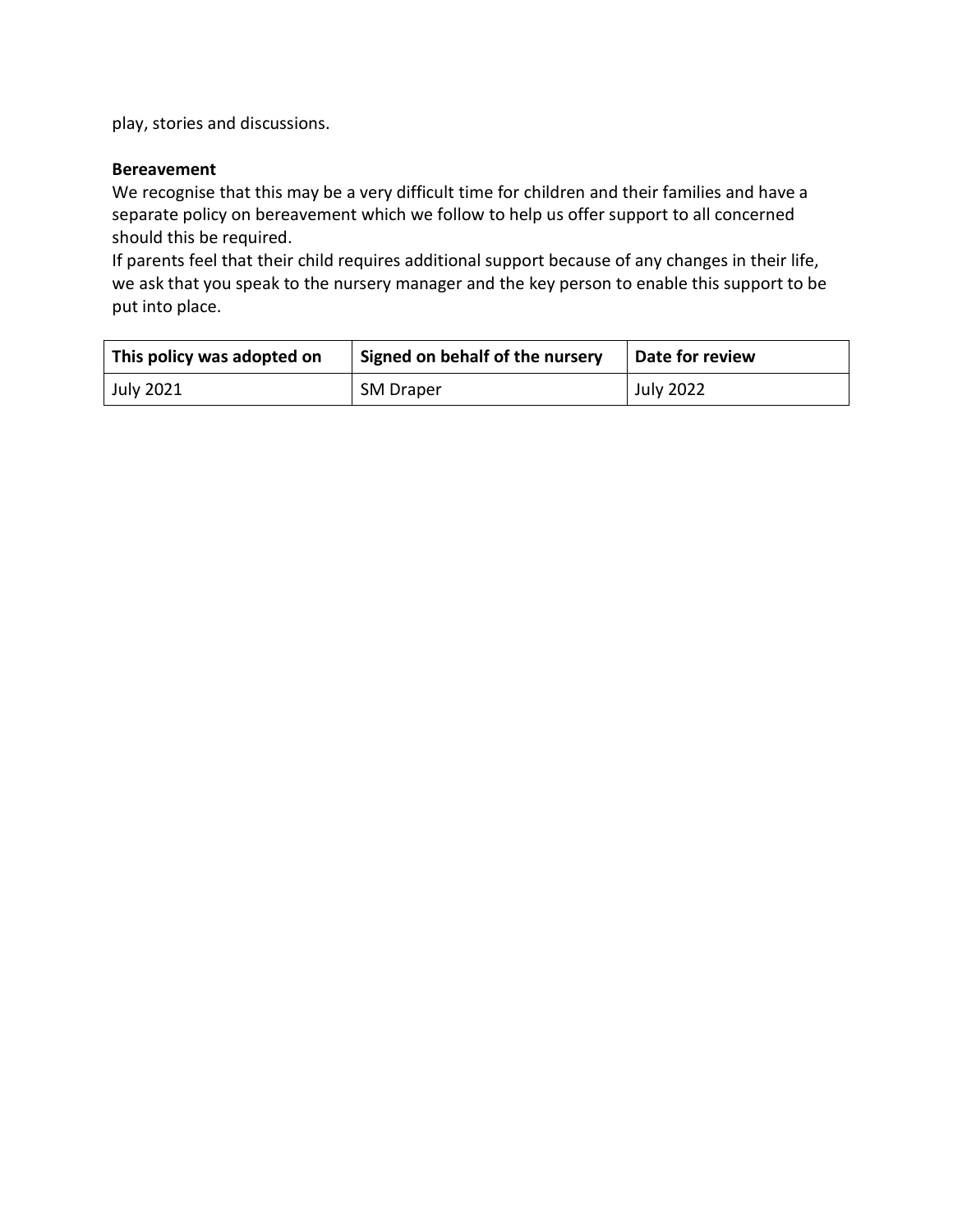play, stories and discussions.

**Bereavement**

We recognise that this may be a very difficult time for children and their families and have a separate policy on bereavement which we follow to help us offer support to all concerned should this be required.

If parents feel that their child requires additional support because of any changes in their life, we ask that you speak to the nursery manager and the key person to enable this support to be put into place.

| This policy was adopted on | Signed on behalf of the nursery | Date for review |
|---|---|---|
| July 2021 | SM Draper | July 2022 |